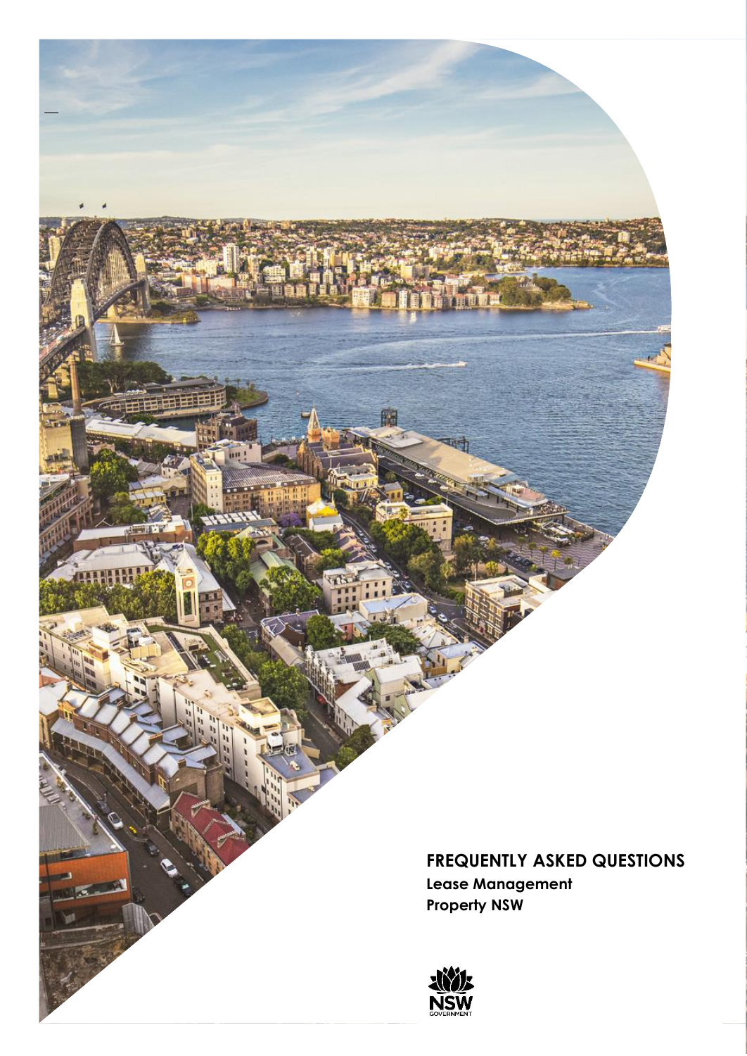# FREQUENTLY ASKED QUESTIONS

**Lease Management**

**Property NSW**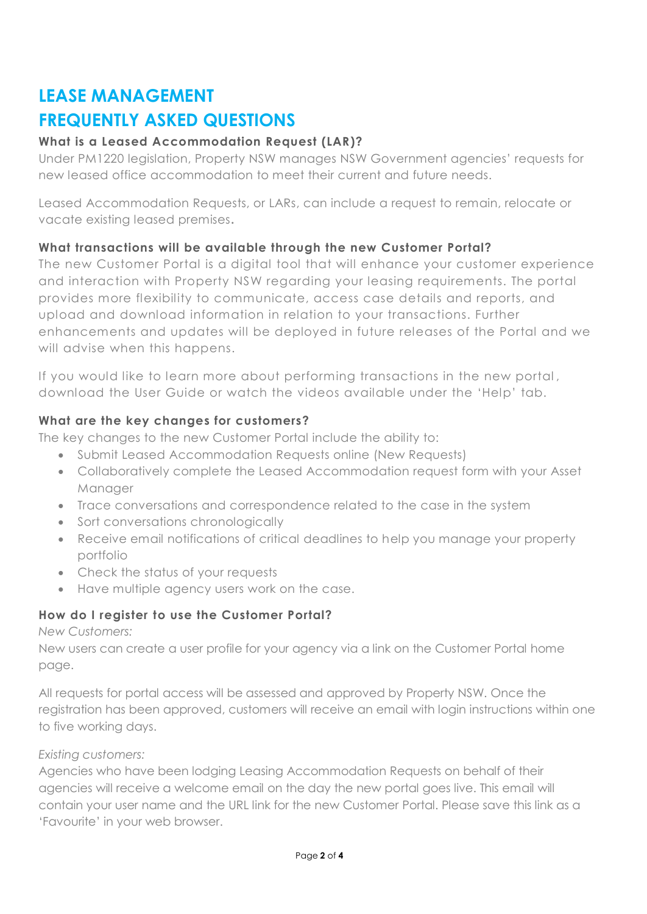# LEASE MANAGEMENT

# FREQUENTLY ASKED QUESTIONS

### What is a Leased Accommodation Request (LAR)?

Under PM1220 legislation, Property NSW manages NSW Government agencies' requests for new leased office accommodation to meet their current and future needs.

Leased Accommodation Requests, or LARs, can include a request to remain, relocate or vacate existing leased premises.

### What transactions will be available through the new Customer Portal?

The new Customer Portal is a digital tool that will enhance your customer experience and interaction with Property NSW regarding your leasing requirements. The portal provides more flexibility to communicate, access case details and reports, and upload and download information in relation to your transactions. Further enhancements and updates will be deployed in future releases of the Portal and we will advise when this happens.

If you would like to learn more about performing transactions in the new portal, download the User Guide or watch the videos available under the 'Help' tab.

### What are the key changes for customers?

The key changes to the new Customer Portal include the ability to:

- Submit Leased Accommodation Requests online (New Requests)
- Collaboratively complete the Leased Accommodation request form with your Asset Manager
- Trace conversations and correspondence related to the case in the system
- Sort conversations chronologically
- Receive email notifications of critical deadlines to help you manage your property portfolio
- Check the status of your requests
- Have multiple agency users work on the case.

### How do I register to use the Customer Portal?

*New Customers:*

New users can create a user profile for your agency via a link on the Customer Portal home page.

All requests for portal access will be assessed and approved by Property NSW. Once the registration has been approved, customers will receive an email with login instructions within one to five working days.

*Existing customers:*

Agencies who have been lodging Leasing Accommodation Requests on behalf of their agencies will receive a welcome email on the day the new portal goes live. This email will contain your user name and the URL link for the new Customer Portal. Please save this link as a 'Favourite' in your web browser.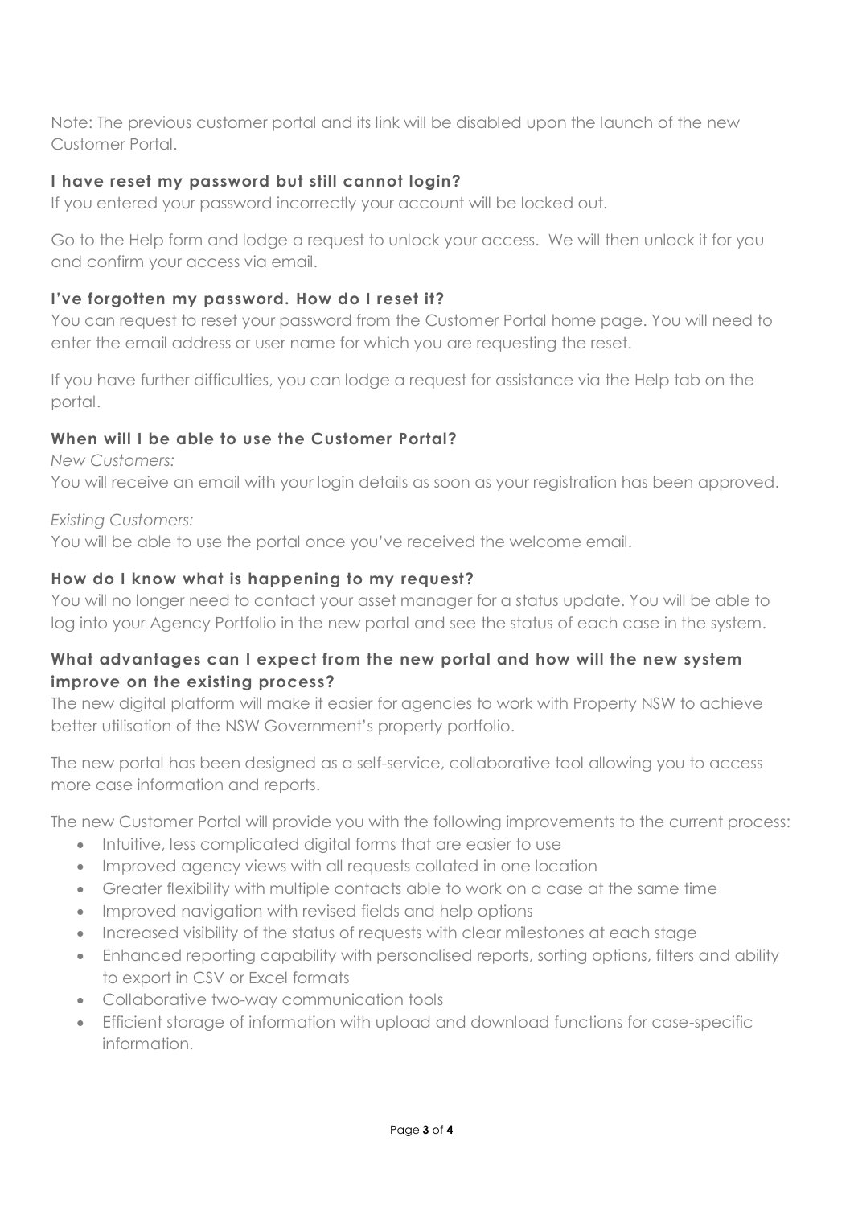Note: The previous customer portal and its link will be disabled upon the launch of the new Customer Portal.

### I have reset my password but still cannot login?

If you entered your password incorrectly your account will be locked out.

Go to the Help form and lodge a request to unlock your access. We will then unlock it for you and confirm your access via email.

### I've forgotten my password. How do I reset it?

You can request to reset your password from the Customer Portal home page. You will need to enter the email address or user name for which you are requesting the reset.

If you have further difficulties, you can lodge a request for assistance via the Help tab on the portal.

### When will I be able to use the Customer Portal?

*New Customers:*

You will receive an email with your login details as soon as your registration has been approved.

*Existing Customers:*

You will be able to use the portal once you've received the welcome email.

### How do I know what is happening to my request?

You will no longer need to contact your asset manager for a status update. You will be able to log into your Agency Portfolio in the new portal and see the status of each case in the system.

### What advantages can I expect from the new portal and how will the new system improve on the existing process?

The new digital platform will make it easier for agencies to work with Property NSW to achieve better utilisation of the NSW Government's property portfolio.

The new portal has been designed as a self-service, collaborative tool allowing you to access more case information and reports.

The new Customer Portal will provide you with the following improvements to the current process:

- Intuitive, less complicated digital forms that are easier to use
- Improved agency views with all requests collated in one location
- Greater flexibility with multiple contacts able to work on a case at the same time
- Improved navigation with revised fields and help options
- Increased visibility of the status of requests with clear milestones at each stage
- Enhanced reporting capability with personalised reports, sorting options, filters and ability to export in CSV or Excel formats
- Collaborative two-way communication tools
- Efficient storage of information with upload and download functions for case-specific information.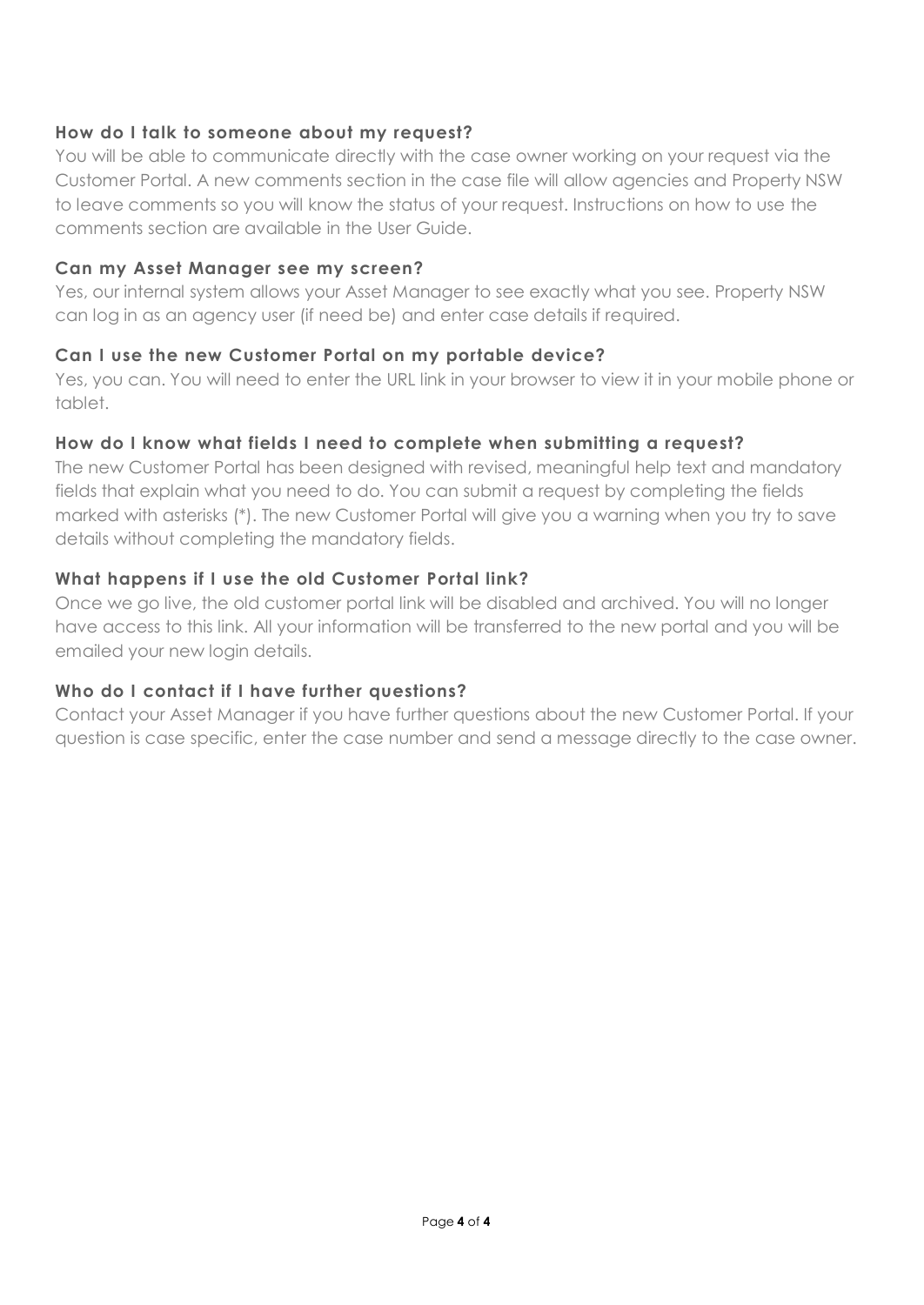### How do I talk to someone about my request?

You will be able to communicate directly with the case owner working on your request via the Customer Portal. A new comments section in the case file will allow agencies and Property NSW to leave comments so you will know the status of your request. Instructions on how to use the comments section are available in the User Guide.

### Can my Asset Manager see my screen?

Yes, our internal system allows your Asset Manager to see exactly what you see. Property NSW can log in as an agency user (if need be) and enter case details if required.

### Can I use the new Customer Portal on my portable device?

Yes, you can. You will need to enter the URL link in your browser to view it in your mobile phone or tablet.

### How do I know what fields I need to complete when submitting a request?

The new Customer Portal has been designed with revised, meaningful help text and mandatory fields that explain what you need to do. You can submit a request by completing the fields marked with asterisks (*). The new Customer Portal will give you a warning when you try to save details without completing the mandatory fields.

### What happens if I use the old Customer Portal link?

Once we go live, the old customer portal link will be disabled and archived. You will no longer have access to this link. All your information will be transferred to the new portal and you will be emailed your new login details.

### Who do I contact if I have further questions?

Contact your Asset Manager if you have further questions about the new Customer Portal. If your question is case specific, enter the case number and send a message directly to the case owner.